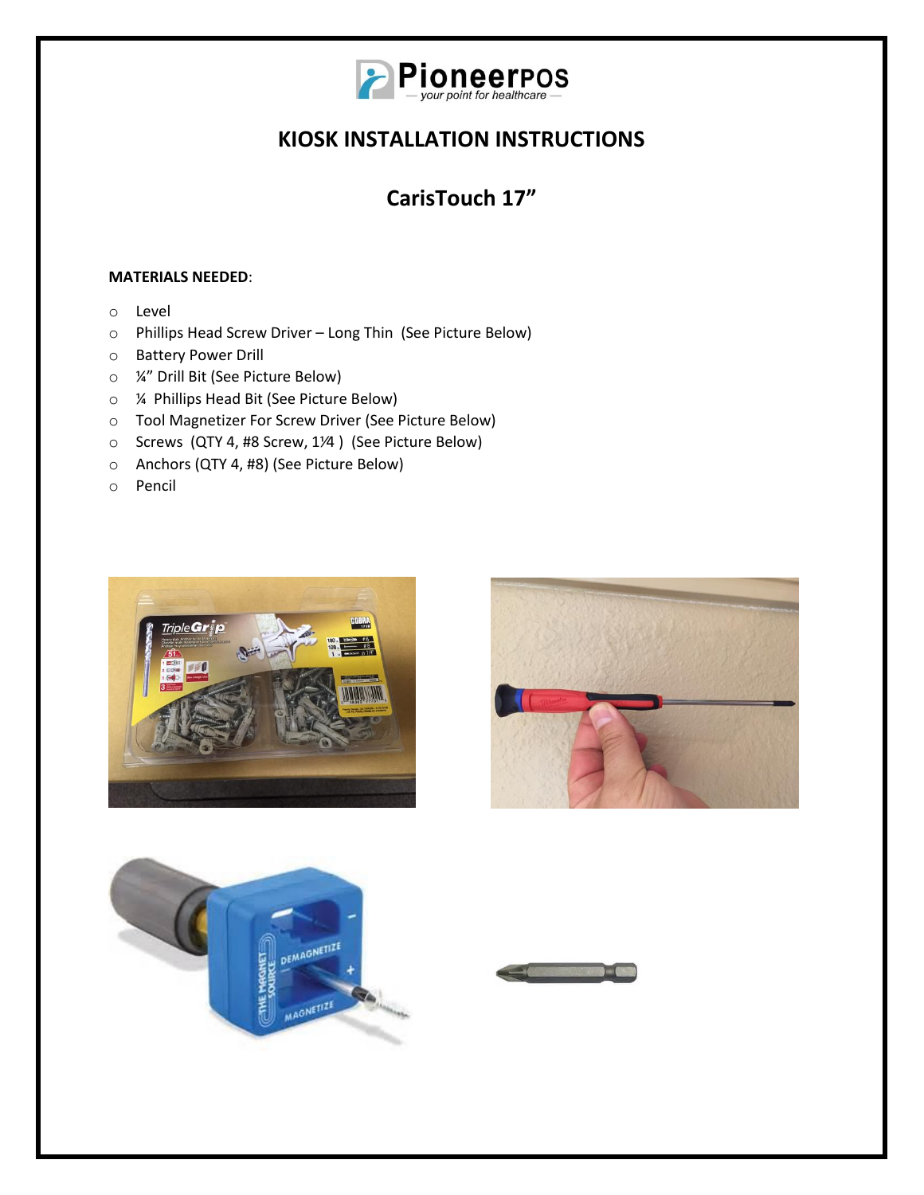# KIOSK INSTALLATION INSTRUCTIONS

## CarisTouch 17"

**MATERIALS NEEDED**:

- Level
- Phillips Head Screw Driver – Long Thin (See Picture Below)
- Battery Power Drill
- ¼" Drill Bit (See Picture Below)
- ¼ Phillips Head Bit (See Picture Below)
- Tool Magnetizer For Screw Driver (See Picture Below)
- Screws (QTY 4, #8 Screw, 1¼ ) (See Picture Below)
- Anchors (QTY 4, #8) (See Picture Below)
- Pencil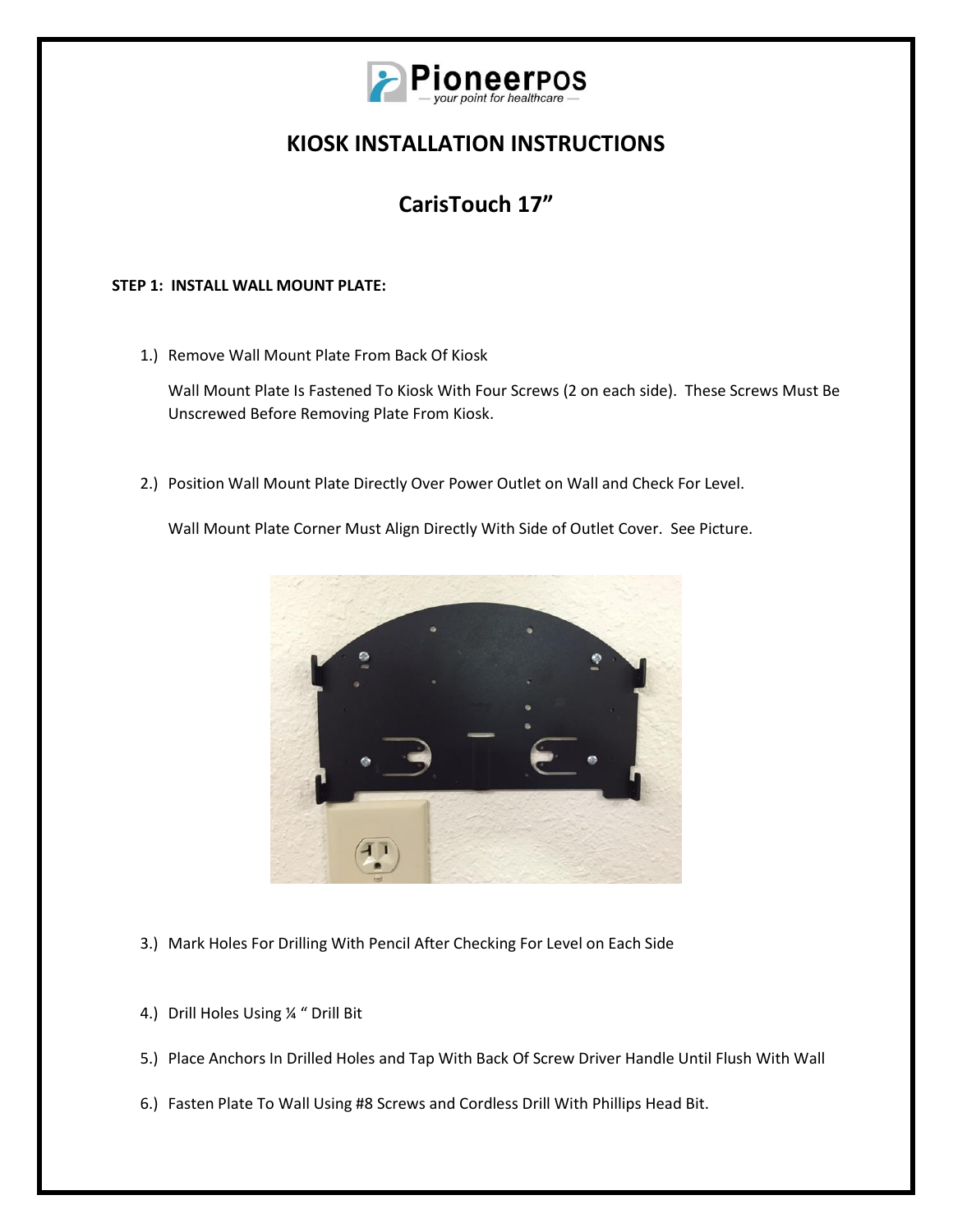# KIOSK INSTALLATION INSTRUCTIONS

## CarisTouch 17"

**STEP 1: INSTALL WALL MOUNT PLATE:**

1.) Remove Wall Mount Plate From Back Of Kiosk

Wall Mount Plate Is Fastened To Kiosk With Four Screws (2 on each side). These Screws Must Be Unscrewed Before Removing Plate From Kiosk.

2.) Position Wall Mount Plate Directly Over Power Outlet on Wall and Check For Level.

Wall Mount Plate Corner Must Align Directly With Side of Outlet Cover. See Picture.

3.) Mark Holes For Drilling With Pencil After Checking For Level on Each Side

4.) Drill Holes Using ¼ " Drill Bit

5.) Place Anchors In Drilled Holes and Tap With Back Of Screw Driver Handle Until Flush With Wall

6.) Fasten Plate To Wall Using #8 Screws and Cordless Drill With Phillips Head Bit.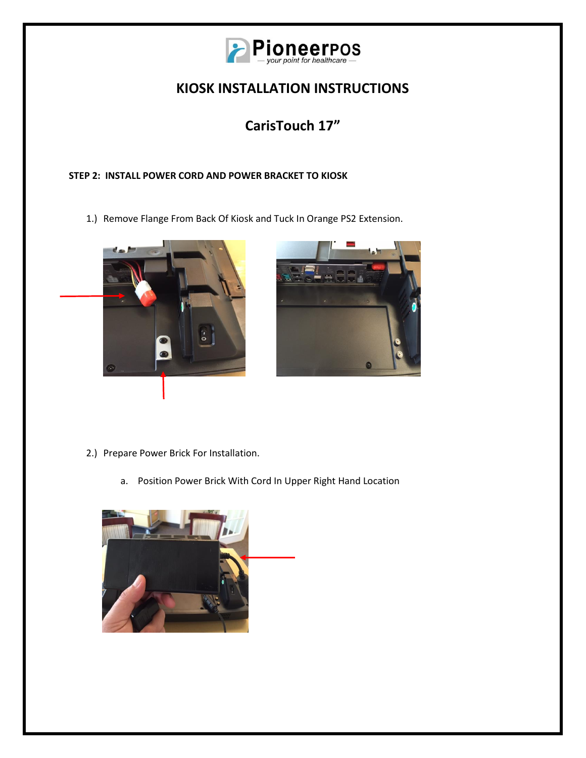# KIOSK INSTALLATION INSTRUCTIONS

## CarisTouch 17"

**STEP 2: INSTALL POWER CORD AND POWER BRACKET TO KIOSK**

1.) Remove Flange From Back Of Kiosk and Tuck In Orange PS2 Extension.

2.) Prepare Power Brick For Installation.

   a. Position Power Brick With Cord In Upper Right Hand Location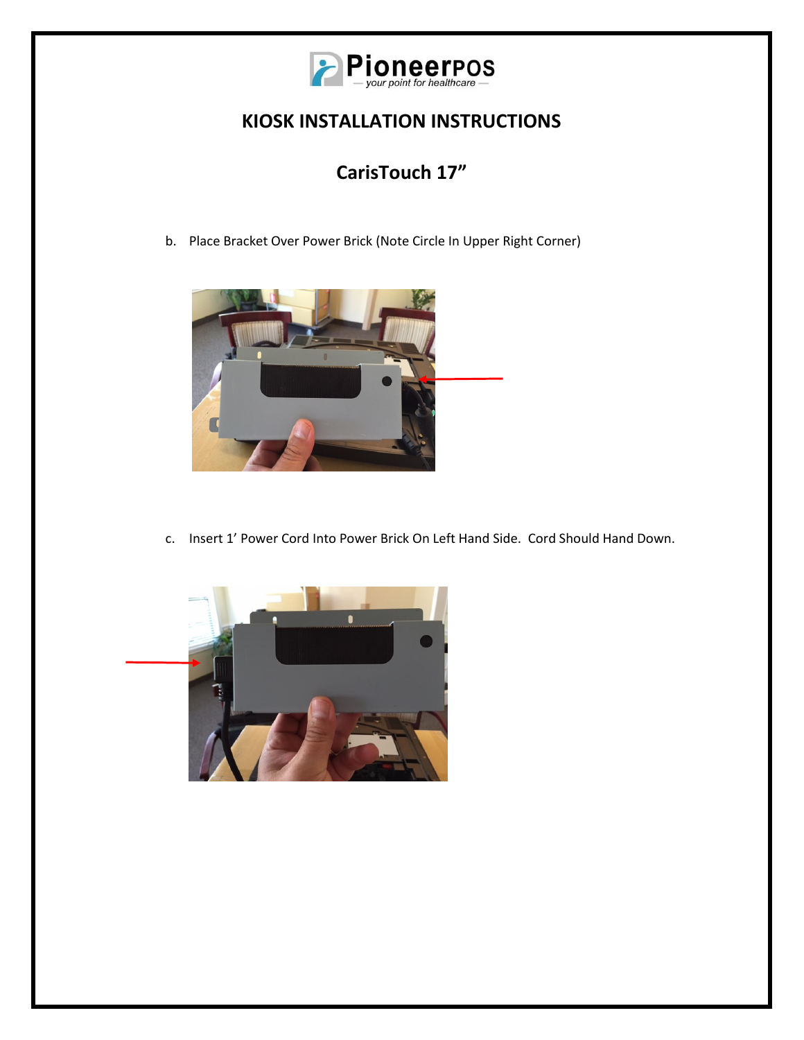# KIOSK INSTALLATION INSTRUCTIONS

## CarisTouch 17"

b. Place Bracket Over Power Brick (Note Circle In Upper Right Corner)

c. Insert 1' Power Cord Into Power Brick On Left Hand Side. Cord Should Hand Down.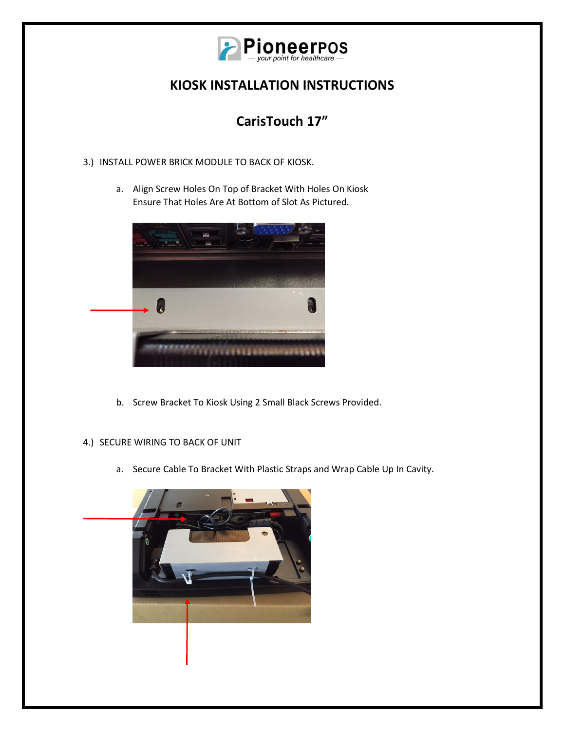# KIOSK INSTALLATION INSTRUCTIONS

## CarisTouch 17"

3.) INSTALL POWER BRICK MODULE TO BACK OF KIOSK.

   a. Align Screw Holes On Top of Bracket With Holes On Kiosk Ensure That Holes Are At Bottom of Slot As Pictured.

   b. Screw Bracket To Kiosk Using 2 Small Black Screws Provided.

4.) SECURE WIRING TO BACK OF UNIT

   a. Secure Cable To Bracket With Plastic Straps and Wrap Cable Up In Cavity.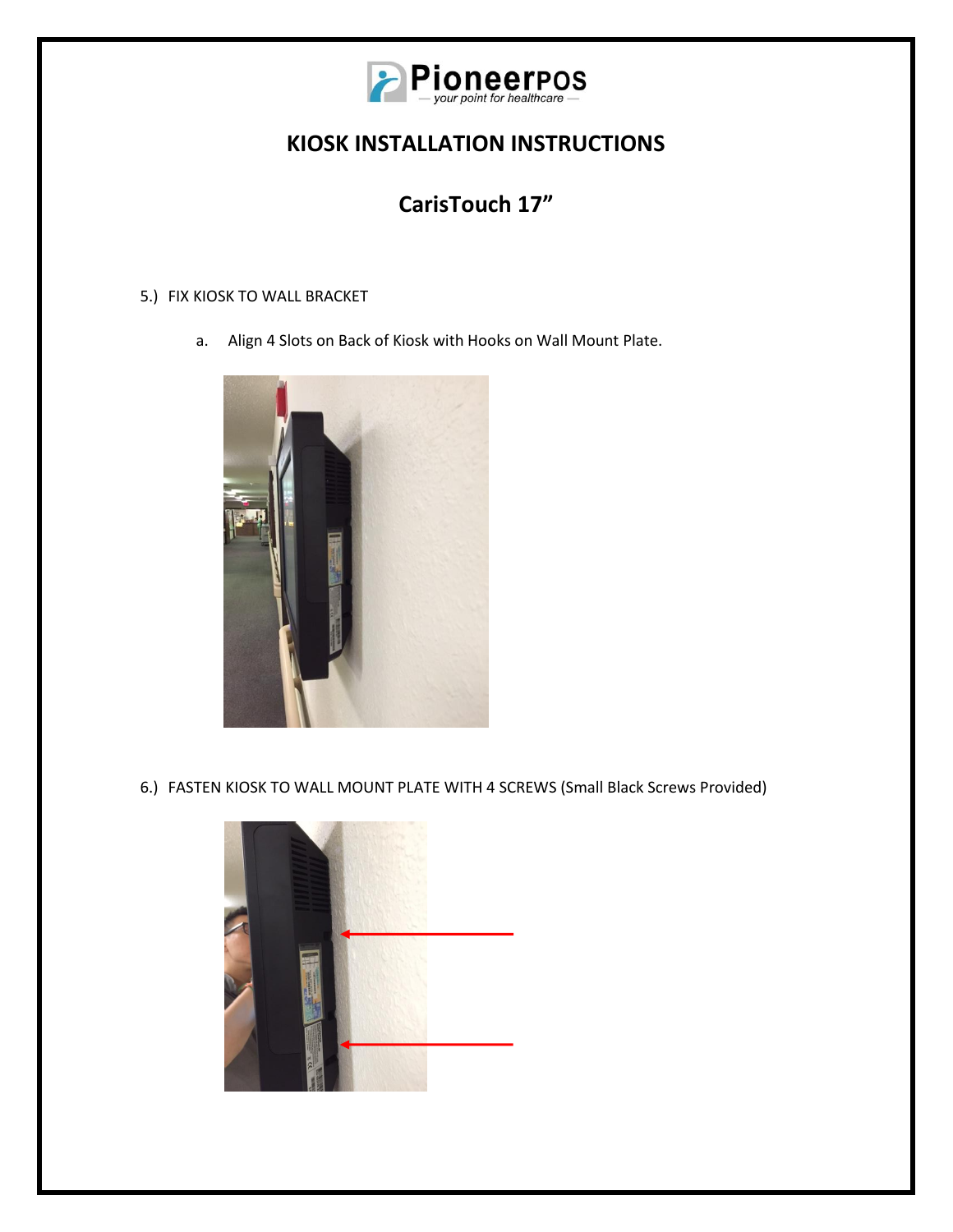# KIOSK INSTALLATION INSTRUCTIONS

## CarisTouch 17"

5.) FIX KIOSK TO WALL BRACKET

a. Align 4 Slots on Back of Kiosk with Hooks on Wall Mount Plate.

6.) FASTEN KIOSK TO WALL MOUNT PLATE WITH 4 SCREWS (Small Black Screws Provided)